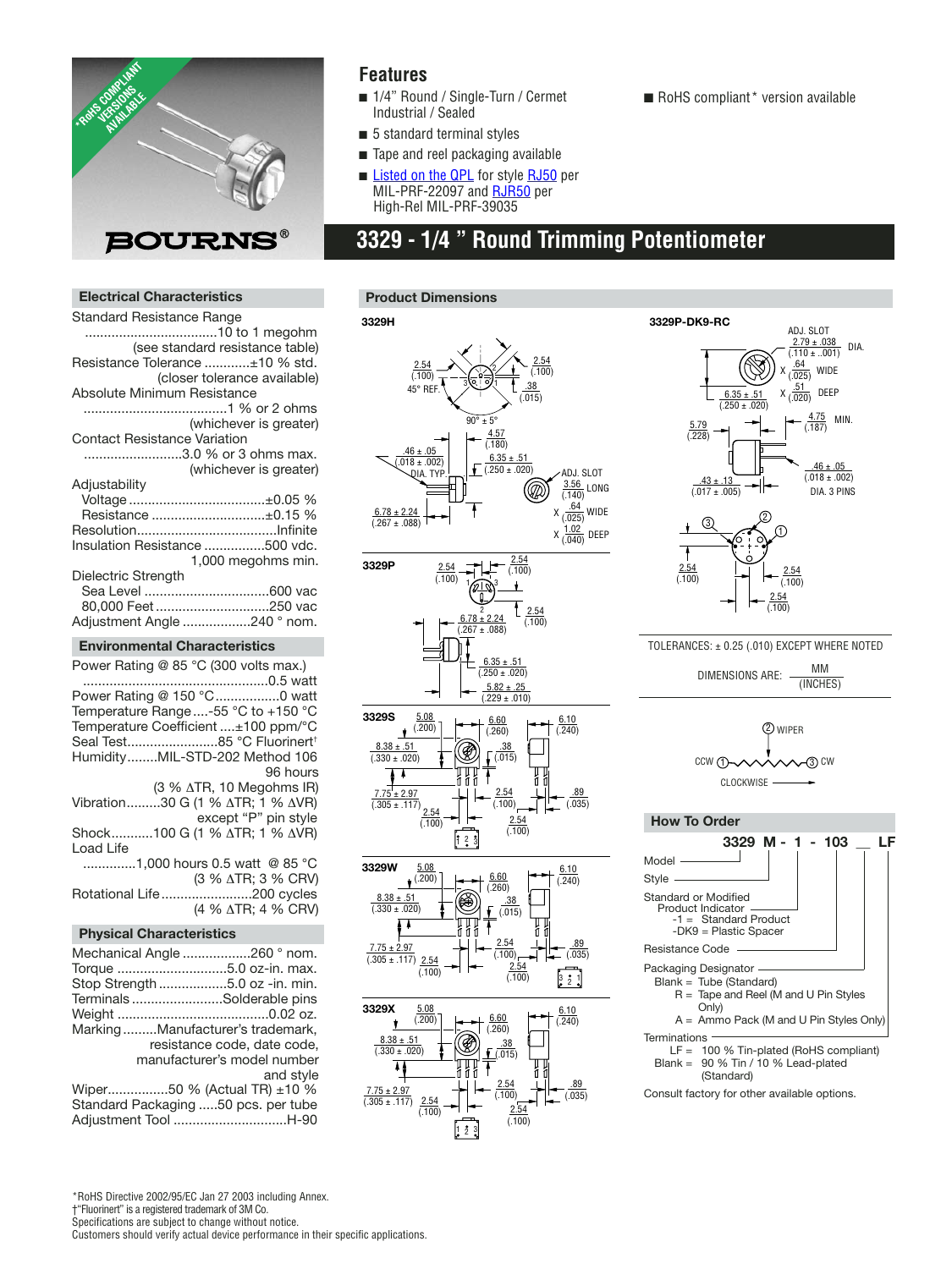*RoHS COMPLIANT VERSIONS AVAILABLE

BOURNS®

## Features

- 1/4" Round / Single-Turn / Cermet Industrial / Sealed
- 5 standard terminal styles
- Tape and reel packaging available
- Listed on the QPL for style RJ50 per MIL-PRF-22097 and RJR50 per High-Rel MIL-PRF-39035
- RoHS compliant* version available

# 3329 - 1/4 " Round Trimming Potentiometer

## Electrical Characteristics

Standard Resistance Range ....................................10 to 1 megohm (see standard resistance table)
Resistance Tolerance ............±10 % std. (closer tolerance available)
Absolute Minimum Resistance ......................................1 % or 2 ohms (whichever is greater)
Contact Resistance Variation ..........................3.0 % or 3 ohms max. (whichever is greater)
Adjustability
- Voltage ....................................±0.05 %
- Resistance ..............................±0.15 %

Resolution.....................................Infinite
Insulation Resistance ................500 vdc. 1,000 megohms min.
Dielectric Strength
- Sea Level .................................600 vac
- 80,000 Feet ..............................250 vac

Adjustment Angle ..................240 ° nom.

## Environmental Characteristics

Power Rating @ 85 °C (300 volts max.) .................................................0.5 watt
Power Rating @ 150 °C.................0 watt
Temperature Range....-55 °C to +150 °C
Temperature Coefficient ....±100 ppm/°C
Seal Test........................85 °C Fluorinert†
Humidity........MIL-STD-202 Method 106 96 hours (3 % ΔTR, 10 Megohms IR)
Vibration.........30 G (1 % ΔTR; 1 % ΔVR) except "P" pin style
Shock...........100 G (1 % ΔTR; 1 % ΔVR)
Load Life .............1,000 hours 0.5 watt @ 85 °C (3 % ΔTR; 3 % CRV)
Rotational Life........................200 cycles (4 % ΔTR; 4 % CRV)

## Physical Characteristics

Mechanical Angle ..................260 ° nom.
Torque .............................5.0 oz-in. max.
Stop Strength ..................5.0 oz -in. min.
Terminals ........................Solderable pins
Weight .......................................0.02 oz.
Marking.........Manufacturer's trademark, resistance code, date code, manufacturer's model number and style
Wiper................50 % (Actual TR) ±10 %
Standard Packaging .....50 pcs. per tube
Adjustment Tool ..............................H-90

## Product Dimensions

### 3329H

2.54 (.100); 45° REF.; 2.54 (.100); .38 (.015); 90° ± 5°; 4.57 (.180); .46 ± .05 (.018 ± .002) DIA. TYP.; 6.35 ± .51 (.250 ± .020); ADJ. SLOT 3.56 (.140) LONG X .64 (.025) WIDE X 1.02 (.040) DEEP; 6.78 ± 2.24 (.267 ± .088)

### 3329P

2.54 (.100); 2.54 (.100); 6.78 ± 2.24 (.267 ± .088); 2.54 (.100); 6.35 ± .51 (.250 ± .020); 5.82 ± .25 (.229 ± .010)

### 3329S

5.08 (.200); 6.60 (.260); 6.10 (.240); 8.38 ± .51 (.330 ± .020); .38 (.015); 7.75 ± 2.97 (.305 ± .117); 2.54 (.100); 2.54 (.100); 2.54 (.100); .89 (.035)

### 3329W

5.08 (.200); 6.60 (.260); 6.10 (.240); 8.38 ± .51 (.330 ± .020); .38 (.015); 7.75 ± 2.97 (.305 ± .117); 2.54 (.100); 2.54 (.100); 2.54 (.100); .89 (.035)

### 3329X

5.08 (.200); 6.60 (.260); 6.10 (.240); 8.38 ± .51 (.330 ± .020); .38 (.015); 7.75 ± 2.97 (.305 ± .117); 2.54 (.100); 2.54 (.100); 2.54 (.100); .89 (.035)

### 3329P-DK9-RC

ADJ. SLOT 2.79 ± .038 (.110 ± ..001) DIA. X .64 (.025) WIDE X .51 (.020) DEEP; 6.35 ± .51 (.250 ± .020); 4.75 (.187) MIN.; 5.79 (.228); .46 ± .05 (.018 ± .002) DIA. 3 PINS; .43 ± .13 (.017 ± .005); 2.54 (.100); 2.54 (.100); 2.54 (.100)

TOLERANCES: ± 0.25 (.010) EXCEPT WHERE NOTED

DIMENSIONS ARE: MM / (INCHES)

(2) WIPER
CCW (1) — (3) CW
CLOCKWISE

## How To Order

**3329 M - 1 - 103 __ LF**

Model
Style
Standard or Modified Product Indicator
- -1 = Standard Product
- -DK9 = Plastic Spacer

Resistance Code

Packaging Designator
- Blank = Tube (Standard)
- R = Tape and Reel (M and U Pin Styles Only)
- A = Ammo Pack (M and U Pin Styles Only)

Terminations
- LF = 100 % Tin-plated (RoHS compliant)
- Blank = 90 % Tin / 10 % Lead-plated (Standard)

Consult factory for other available options.

*RoHS Directive 2002/95/EC Jan 27 2003 including Annex.
†"Fluorinert" is a registered trademark of 3M Co.
Specifications are subject to change without notice.
Customers should verify actual device performance in their specific applications.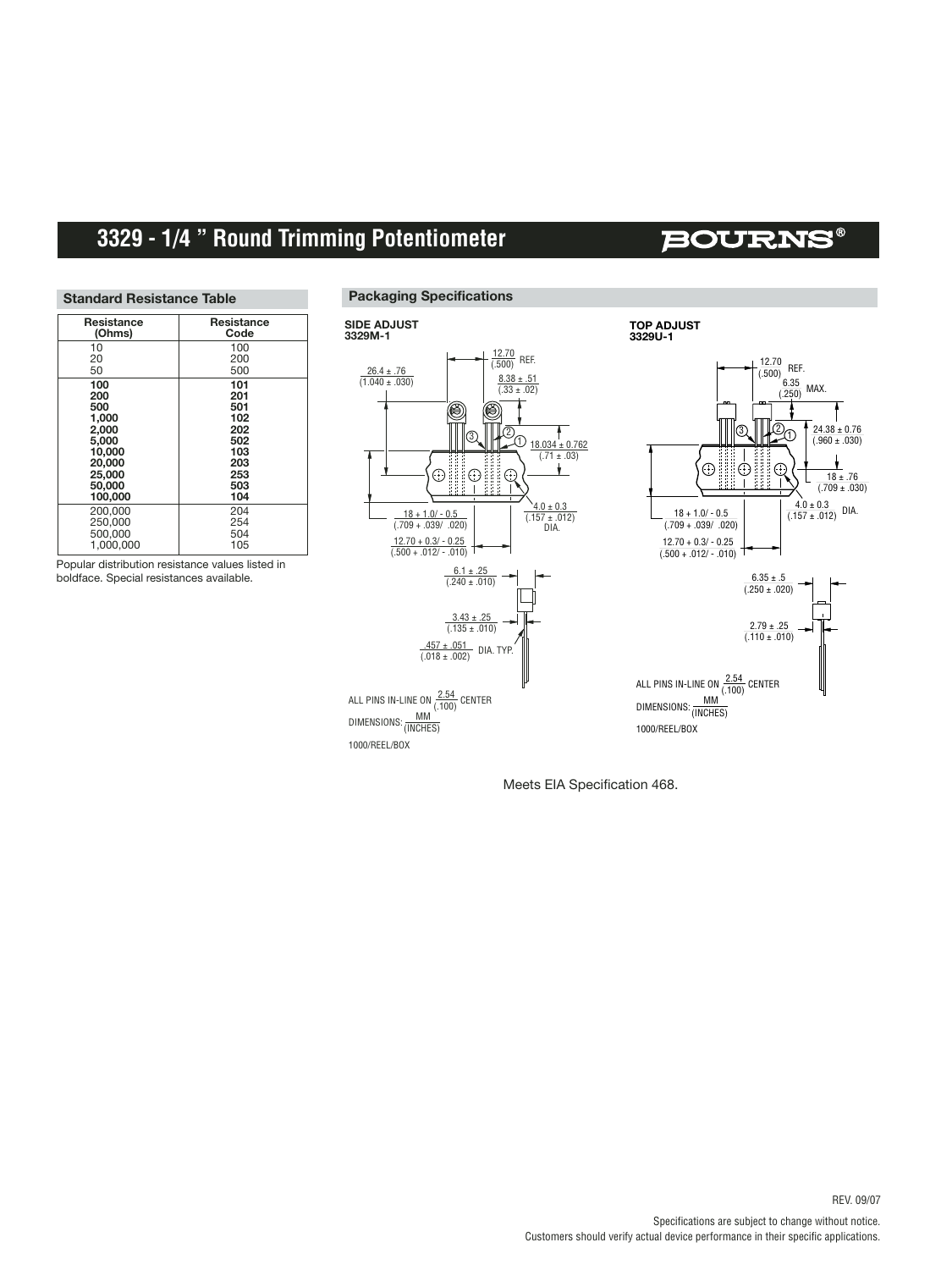# 3329 - 1/4 " Round Trimming Potentiometer

## Standard Resistance Table

| Resistance (Ohms) | Resistance Code |
|---|---|
| 10 | 100 |
| 20 | 200 |
| 50 | 500 |
| **100** | **101** |
| **200** | **201** |
| **500** | **501** |
| **1,000** | **102** |
| **2,000** | **202** |
| **5,000** | **502** |
| **10,000** | **103** |
| **20,000** | **203** |
| **25,000** | **253** |
| **50,000** | **503** |
| **100,000** | **104** |
| 200,000 | 204 |
| 250,000 | 254 |
| 500,000 | 504 |
| 1,000,000 | 105 |

Popular distribution resistance values listed in boldface. Special resistances available.

## Packaging Specifications

**SIDE ADJUST**
**3329M-1**

12.70 (.500) REF.
26.4 ± .76 (1.040 ± .030)
8.38 ± .51 (.33 ± .02)
18.034 ± 0.762 (.71 ± .03)
4.0 ± 0.3 (.157 ± .012) DIA.
18 + 1.0/ - 0.5 (.709 + .039/ .020)
12.70 + 0.3/ - 0.25 (.500 + .012/ - .010)
6.1 ± .25 (.240 ± .010)
3.43 ± .25 (.135 ± .010)
.457 ± .051 (.018 ± .002) DIA. TYP.

ALL PINS IN-LINE ON 2.54 (.100) CENTER
DIMENSIONS: MM (INCHES)
1000/REEL/BOX

**TOP ADJUST**
**3329U-1**

12.70 (.500) REF.
6.35 (.250) MAX.
24.38 ± 0.76 (.960 ± .030)
18 ± .76 (.709 ± .030)
4.0 ± 0.3 (.157 ± .012) DIA.
18 + 1.0/ - 0.5 (.709 + .039/ .020)
12.70 + 0.3/ - 0.25 (.500 + .012/ - .010)
6.35 ± .5 (.250 ± .020)
2.79 ± .25 (.110 ± .010)

ALL PINS IN-LINE ON 2.54 (.100) CENTER
DIMENSIONS: MM (INCHES)
1000/REEL/BOX

Meets EIA Specification 468.

REV. 09/07

Specifications are subject to change without notice.
Customers should verify actual device performance in their specific applications.